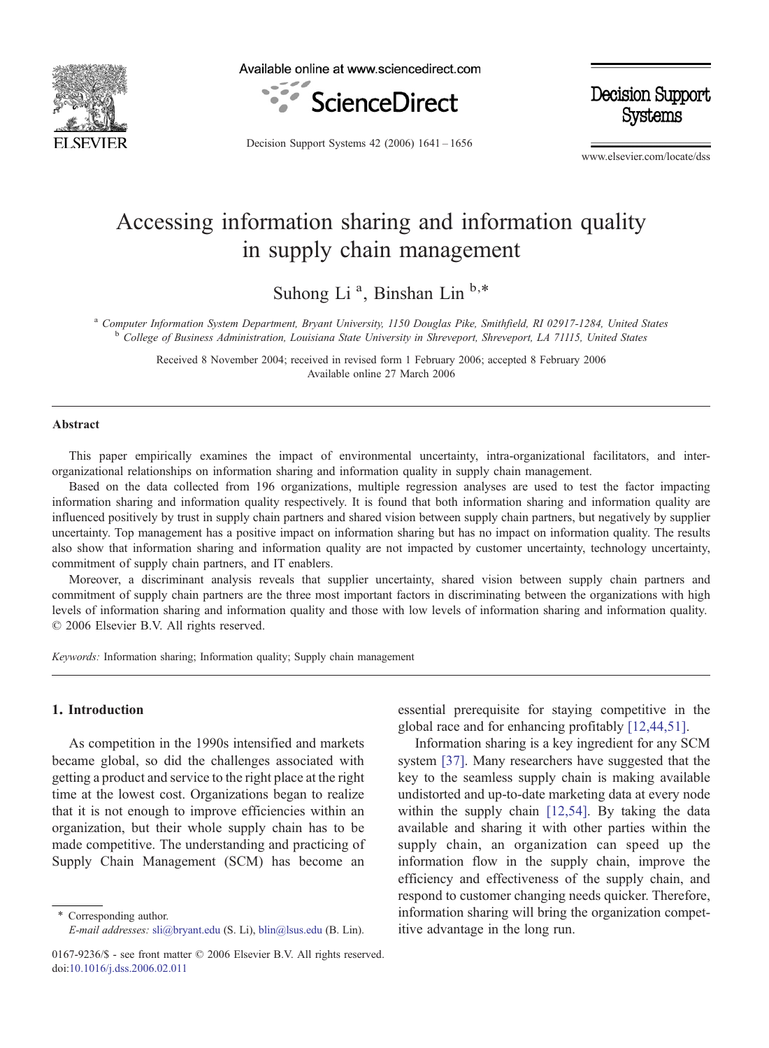# Accessing information sharing and information quality in supply chain management

Suhong Li [a], Binshan Lin [b,*]

[a] Computer Information System Department, Bryant University, 1150 Douglas Pike, Smithfield, RI 02917-1284, United States
[b] College of Business Administration, Louisiana State University in Shreveport, Shreveport, LA 71115, United States

Received 8 November 2004; received in revised form 1 February 2006; accepted 8 February 2006
Available online 27 March 2006

## Abstract

This paper empirically examines the impact of environmental uncertainty, intra-organizational facilitators, and inter-organizational relationships on information sharing and information quality in supply chain management.

Based on the data collected from 196 organizations, multiple regression analyses are used to test the factor impacting information sharing and information quality respectively. It is found that both information sharing and information quality are influenced positively by trust in supply chain partners and shared vision between supply chain partners, but negatively by supplier uncertainty. Top management has a positive impact on information sharing but has no impact on information quality. The results also show that information sharing and information quality are not impacted by customer uncertainty, technology uncertainty, commitment of supply chain partners, and IT enablers.

Moreover, a discriminant analysis reveals that supplier uncertainty, shared vision between supply chain partners and commitment of supply chain partners are the three most important factors in discriminating between the organizations with high levels of information sharing and information quality and those with low levels of information sharing and information quality.
© 2006 Elsevier B.V. All rights reserved.

*Keywords:* Information sharing; Information quality; Supply chain management

## 1. Introduction

As competition in the 1990s intensified and markets became global, so did the challenges associated with getting a product and service to the right place at the right time at the lowest cost. Organizations began to realize that it is not enough to improve efficiencies within an organization, but their whole supply chain has to be made competitive. The understanding and practicing of Supply Chain Management (SCM) has become an essential prerequisite for staying competitive in the global race and for enhancing profitably [12,44,51].

Information sharing is a key ingredient for any SCM system [37]. Many researchers have suggested that the key to the seamless supply chain is making available undistorted and up-to-date marketing data at every node within the supply chain [12,54]. By taking the data available and sharing it with other parties within the supply chain, an organization can speed up the information flow in the supply chain, improve the efficiency and effectiveness of the supply chain, and respond to customer changing needs quicker. Therefore, information sharing will bring the organization competitive advantage in the long run.

\* Corresponding author.
*E-mail addresses:* sli@bryant.edu (S. Li), blin@lsus.edu (B. Lin).

0167-9236/$ - see front matter © 2006 Elsevier B.V. All rights reserved.
doi:10.1016/j.dss.2006.02.011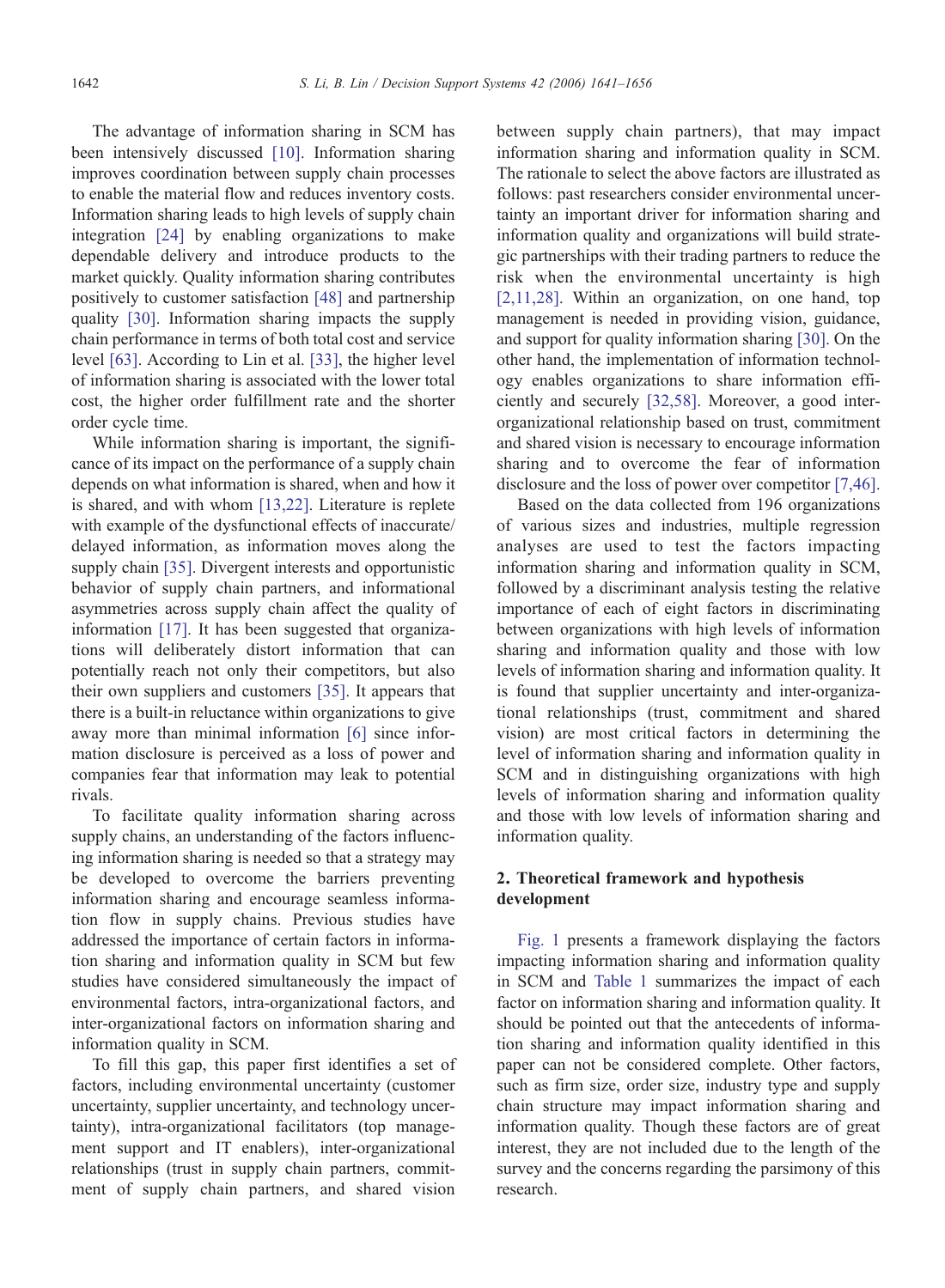The advantage of information sharing in SCM has been intensively discussed [10]. Information sharing improves coordination between supply chain processes to enable the material flow and reduces inventory costs. Information sharing leads to high levels of supply chain integration [24] by enabling organizations to make dependable delivery and introduce products to the market quickly. Quality information sharing contributes positively to customer satisfaction [48] and partnership quality [30]. Information sharing impacts the supply chain performance in terms of both total cost and service level [63]. According to Lin et al. [33], the higher level of information sharing is associated with the lower total cost, the higher order fulfillment rate and the shorter order cycle time.

While information sharing is important, the significance of its impact on the performance of a supply chain depends on what information is shared, when and how it is shared, and with whom [13,22]. Literature is replete with example of the dysfunctional effects of inaccurate/delayed information, as information moves along the supply chain [35]. Divergent interests and opportunistic behavior of supply chain partners, and informational asymmetries across supply chain affect the quality of information [17]. It has been suggested that organizations will deliberately distort information that can potentially reach not only their competitors, but also their own suppliers and customers [35]. It appears that there is a built-in reluctance within organizations to give away more than minimal information [6] since information disclosure is perceived as a loss of power and companies fear that information may leak to potential rivals.

To facilitate quality information sharing across supply chains, an understanding of the factors influencing information sharing is needed so that a strategy may be developed to overcome the barriers preventing information sharing and encourage seamless information flow in supply chains. Previous studies have addressed the importance of certain factors in information sharing and information quality in SCM but few studies have considered simultaneously the impact of environmental factors, intra-organizational factors, and inter-organizational factors on information sharing and information quality in SCM.

To fill this gap, this paper first identifies a set of factors, including environmental uncertainty (customer uncertainty, supplier uncertainty, and technology uncertainty), intra-organizational facilitators (top management support and IT enablers), inter-organizational relationships (trust in supply chain partners, commitment of supply chain partners, and shared vision between supply chain partners), that may impact information sharing and information quality in SCM. The rationale to select the above factors are illustrated as follows: past researchers consider environmental uncertainty an important driver for information sharing and information quality and organizations will build strategic partnerships with their trading partners to reduce the risk when the environmental uncertainty is high [2,11,28]. Within an organization, on one hand, top management is needed in providing vision, guidance, and support for quality information sharing [30]. On the other hand, the implementation of information technology enables organizations to share information efficiently and securely [32,58]. Moreover, a good inter-organizational relationship based on trust, commitment and shared vision is necessary to encourage information sharing and to overcome the fear of information disclosure and the loss of power over competitor [7,46].

Based on the data collected from 196 organizations of various sizes and industries, multiple regression analyses are used to test the factors impacting information sharing and information quality in SCM, followed by a discriminant analysis testing the relative importance of each of eight factors in discriminating between organizations with high levels of information sharing and information quality and those with low levels of information sharing and information quality. It is found that supplier uncertainty and inter-organizational relationships (trust, commitment and shared vision) are most critical factors in determining the level of information sharing and information quality in SCM and in distinguishing organizations with high levels of information sharing and information quality and those with low levels of information sharing and information quality.

## 2. Theoretical framework and hypothesis development

Fig. 1 presents a framework displaying the factors impacting information sharing and information quality in SCM and Table 1 summarizes the impact of each factor on information sharing and information quality. It should be pointed out that the antecedents of information sharing and information quality identified in this paper can not be considered complete. Other factors, such as firm size, order size, industry type and supply chain structure may impact information sharing and information quality. Though these factors are of great interest, they are not included due to the length of the survey and the concerns regarding the parsimony of this research.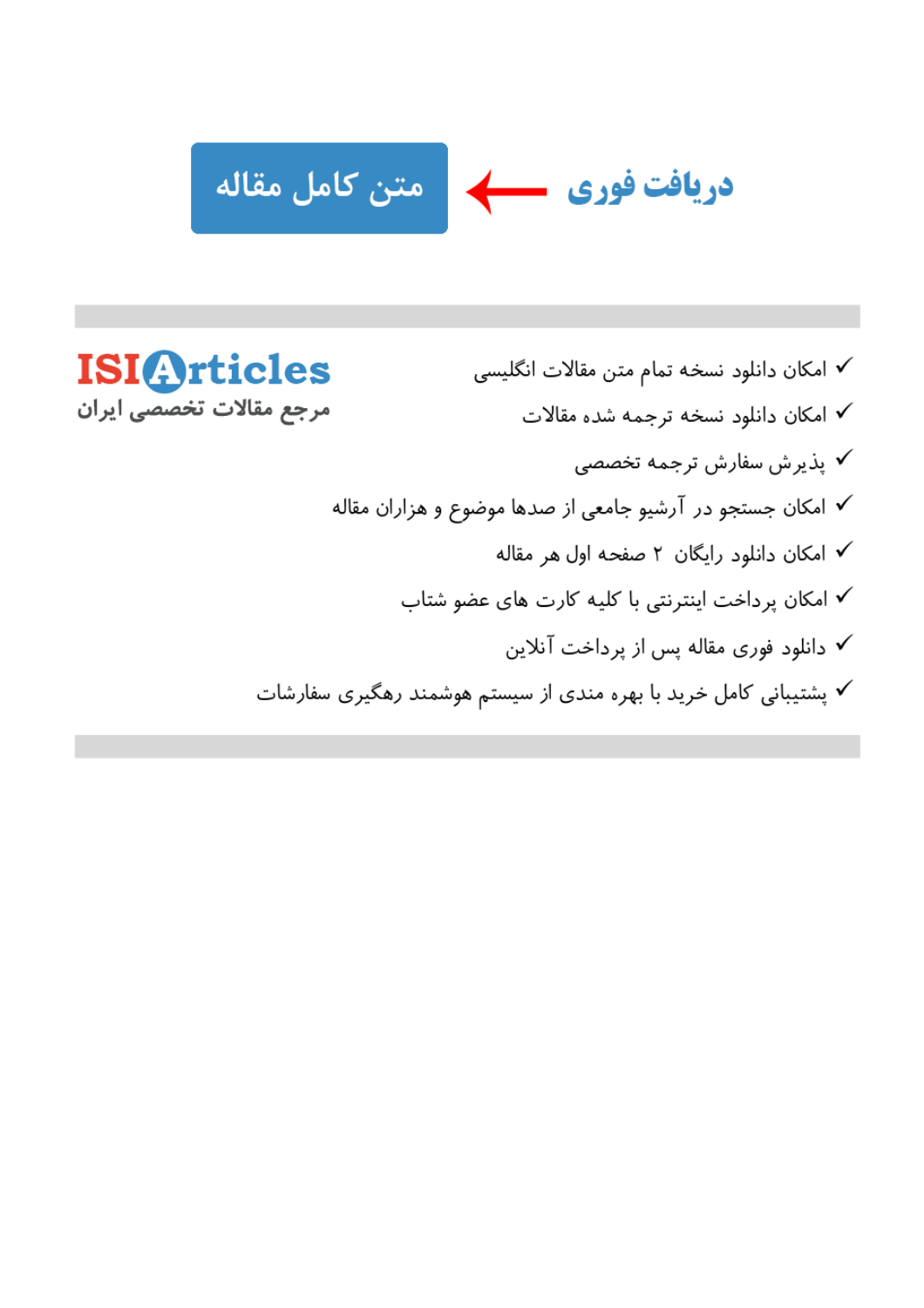دریافت فوری ← متن کامل مقاله

**ISIArticles**
مرجع مقالات تخصصی ایران

- ✓ امکان دانلود نسخه تمام متن مقالات انگلیسی
- ✓ امکان دانلود نسخه ترجمه شده مقالات
- ✓ پذیرش سفارش ترجمه تخصصی
- ✓ امکان جستجو در آرشیو جامعی از صدها موضوع و هزاران مقاله
- ✓ امکان دانلود رایگان ۲ صفحه اول هر مقاله
- ✓ امکان پرداخت اینترنتی با کلیه کارت های عضو شتاب
- ✓ دانلود فوری مقاله پس از پرداخت آنلاین
- ✓ پشتیبانی کامل خرید با بهره مندی از سیستم هوشمند رهگیری سفارشات